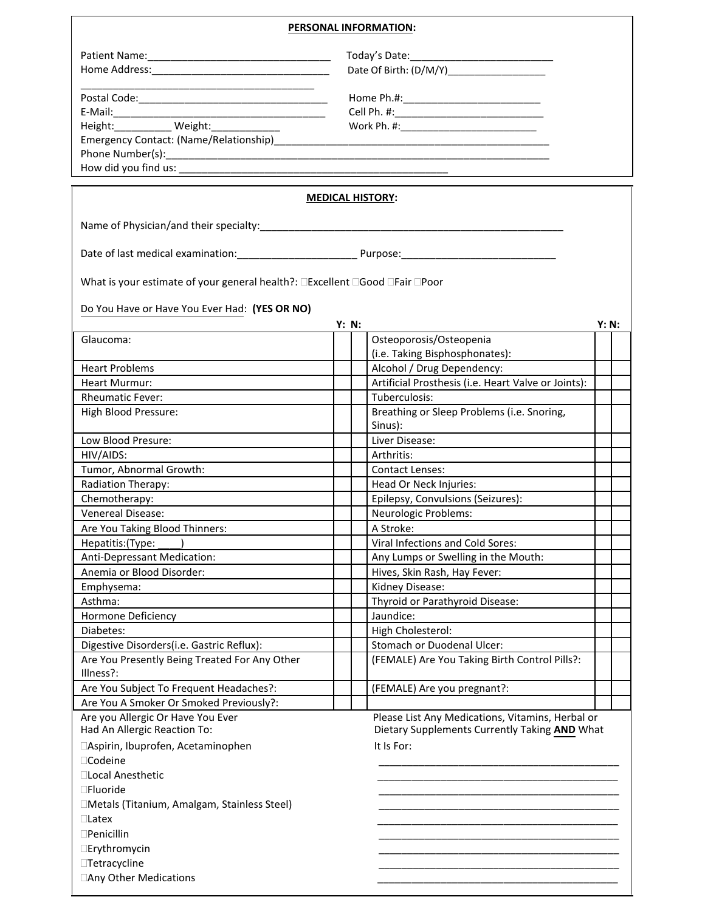## PERSONAL INFORMATION:

Patient Name:_________________________________ Today's Date:_________________________

Home Address:________________________________ Date Of Birth: (D/M/Y)_________________

_____________________________________________

Postal Code:__________________________________ Home Ph.#:________________________

E-Mail:______________________________________ Cell Ph. #:__________________________

Height:__________ Weight:____________ Work Ph. #:________________________

Emergency Contact: (Name/Relationship)___________________________________________________

Phone Number(s):_______________________________________________________________________

How did you find us: ______________________________________________

## MEDICAL HISTORY:

Name of Physician/and their specialty:________________________________________________________

Date of last medical examination:_____________________ Purpose:___________________________

What is your estimate of your general health?: ☐Excellent ☐Good ☐Fair ☐Poor

Do You Have or Have You Ever Had: **(YES OR NO)**

| | Y: | N: | | Y: | N: |
|---|---|---|---|---|---|
| Glaucoma: | | | Osteoporosis/Osteopenia (i.e. Taking Bisphosphonates): | | |
| Heart Problems | | | Alcohol / Drug Dependency: | | |
| Heart Murmur: | | | Artificial Prosthesis (i.e. Heart Valve or Joints): | | |
| Rheumatic Fever: | | | Tuberculosis: | | |
| High Blood Pressure: | | | Breathing or Sleep Problems (i.e. Snoring, Sinus): | | |
| Low Blood Presure: | | | Liver Disease: | | |
| HIV/AIDS: | | | Arthritis: | | |
| Tumor, Abnormal Growth: | | | Contact Lenses: | | |
| Radiation Therapy: | | | Head Or Neck Injuries: | | |
| Chemotherapy: | | | Epilepsy, Convulsions (Seizures): | | |
| Venereal Disease: | | | Neurologic Problems: | | |
| Are You Taking Blood Thinners: | | | A Stroke: | | |
| Hepatitis:(Type: ____) | | | Viral Infections and Cold Sores: | | |
| Anti-Depressant Medication: | | | Any Lumps or Swelling in the Mouth: | | |
| Anemia or Blood Disorder: | | | Hives, Skin Rash, Hay Fever: | | |
| Emphysema: | | | Kidney Disease: | | |
| Asthma: | | | Thyroid or Parathyroid Disease: | | |
| Hormone Deficiency | | | Jaundice: | | |
| Diabetes: | | | High Cholesterol: | | |
| Digestive Disorders(i.e. Gastric Reflux): | | | Stomach or Duodenal Ulcer: | | |
| Are You Presently Being Treated For Any Other Illness?: | | | (FEMALE) Are You Taking Birth Control Pills?: | | |
| Are You Subject To Frequent Headaches?: | | | (FEMALE) Are you pregnant?: | | |
| Are You A Smoker Or Smoked Previously?: | | | | | |

Are you Allergic Or Have You Ever Had An Allergic Reaction To:

- ☐Aspirin, Ibuprofen, Acetaminophen
- ☐Codeine
- ☐Local Anesthetic
- ☐Fluoride
- ☐Metals (Titanium, Amalgam, Stainless Steel)
- ☐Latex
- ☐Penicillin
- ☐Erythromycin
- ☐Tetracycline
- ☐Any Other Medications

Please List Any Medications, Vitamins, Herbal or Dietary Supplements Currently Taking **AND** What It Is For:

_____________________________________________

_____________________________________________

_____________________________________________

_____________________________________________

_____________________________________________

_____________________________________________

_____________________________________________

_____________________________________________

_____________________________________________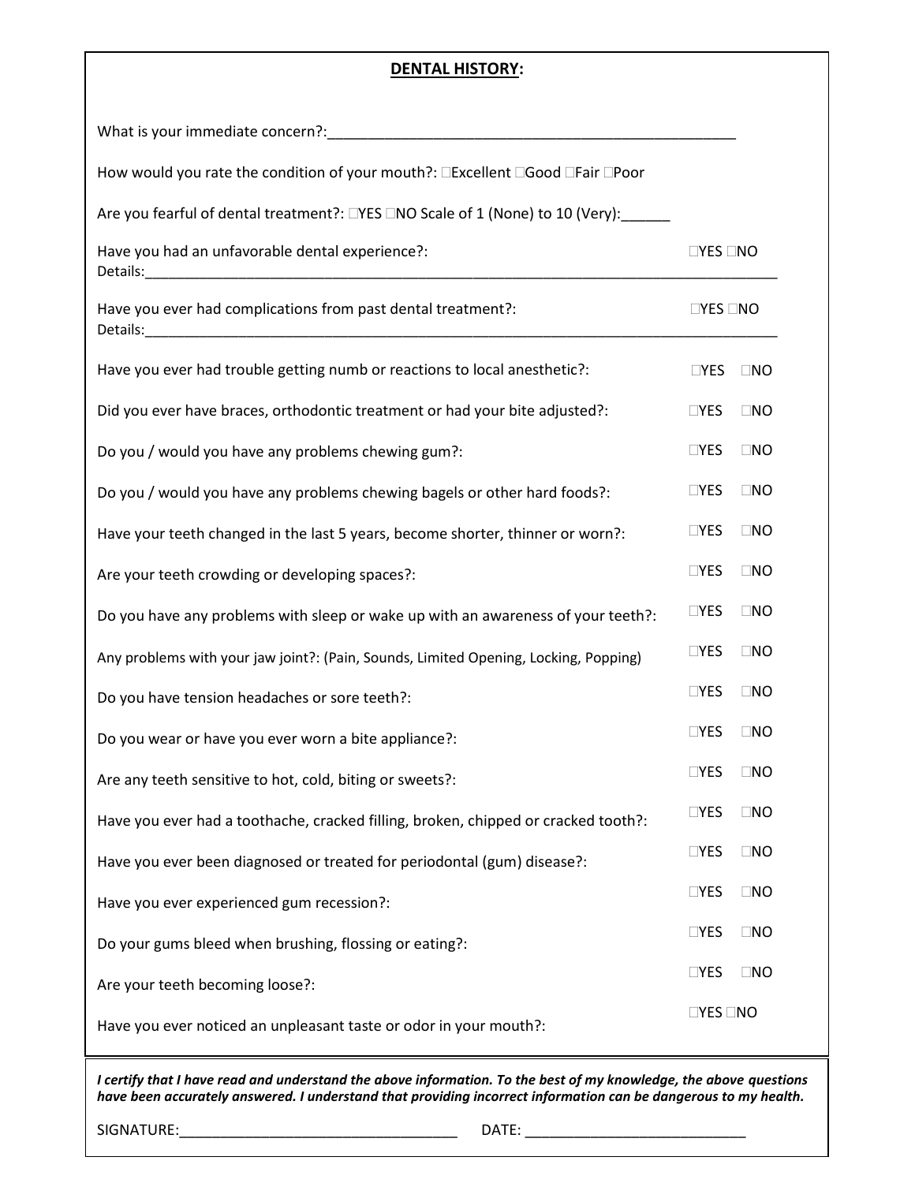## **DENTAL HISTORY:**

What is your immediate concern?:____________________________________________________

How would you rate the condition of your mouth?: ☐Excellent ☐Good ☐Fair ☐Poor

Are you fearful of dental treatment?: ☐YES ☐NO Scale of 1 (None) to 10 (Very):______

Have you had an unfavorable dental experience?: ☐YES ☐NO
Details:____________________________________________________________________________________

Have you ever had complications from past dental treatment?: ☐YES ☐NO
Details:____________________________________________________________________________________

Have you ever had trouble getting numb or reactions to local anesthetic?: ☐YES ☐NO

Did you ever have braces, orthodontic treatment or had your bite adjusted?: ☐YES ☐NO

Do you / would you have any problems chewing gum?: ☐YES ☐NO

Do you / would you have any problems chewing bagels or other hard foods?: ☐YES ☐NO

Have your teeth changed in the last 5 years, become shorter, thinner or worn?: ☐YES ☐NO

Are your teeth crowding or developing spaces?: ☐YES ☐NO

Do you have any problems with sleep or wake up with an awareness of your teeth?: ☐YES ☐NO

Any problems with your jaw joint?: (Pain, Sounds, Limited Opening, Locking, Popping) ☐YES ☐NO

Do you have tension headaches or sore teeth?: ☐YES ☐NO

Do you wear or have you ever worn a bite appliance?: ☐YES ☐NO

Are any teeth sensitive to hot, cold, biting or sweets?: ☐YES ☐NO

Have you ever had a toothache, cracked filling, broken, chipped or cracked tooth?: ☐YES ☐NO

Have you ever been diagnosed or treated for periodontal (gum) disease?: ☐YES ☐NO

Have you ever experienced gum recession?: ☐YES ☐NO

Do your gums bleed when brushing, flossing or eating?: ☐YES ☐NO

Are your teeth becoming loose?: ☐YES ☐NO

Have you ever noticed an unpleasant taste or odor in your mouth?: ☐YES ☐NO

***I certify that I have read and understand the above information. To the best of my knowledge, the above questions have been accurately answered. I understand that providing incorrect information can be dangerous to my health.***

SIGNATURE:___________________________________ DATE: ____________________________